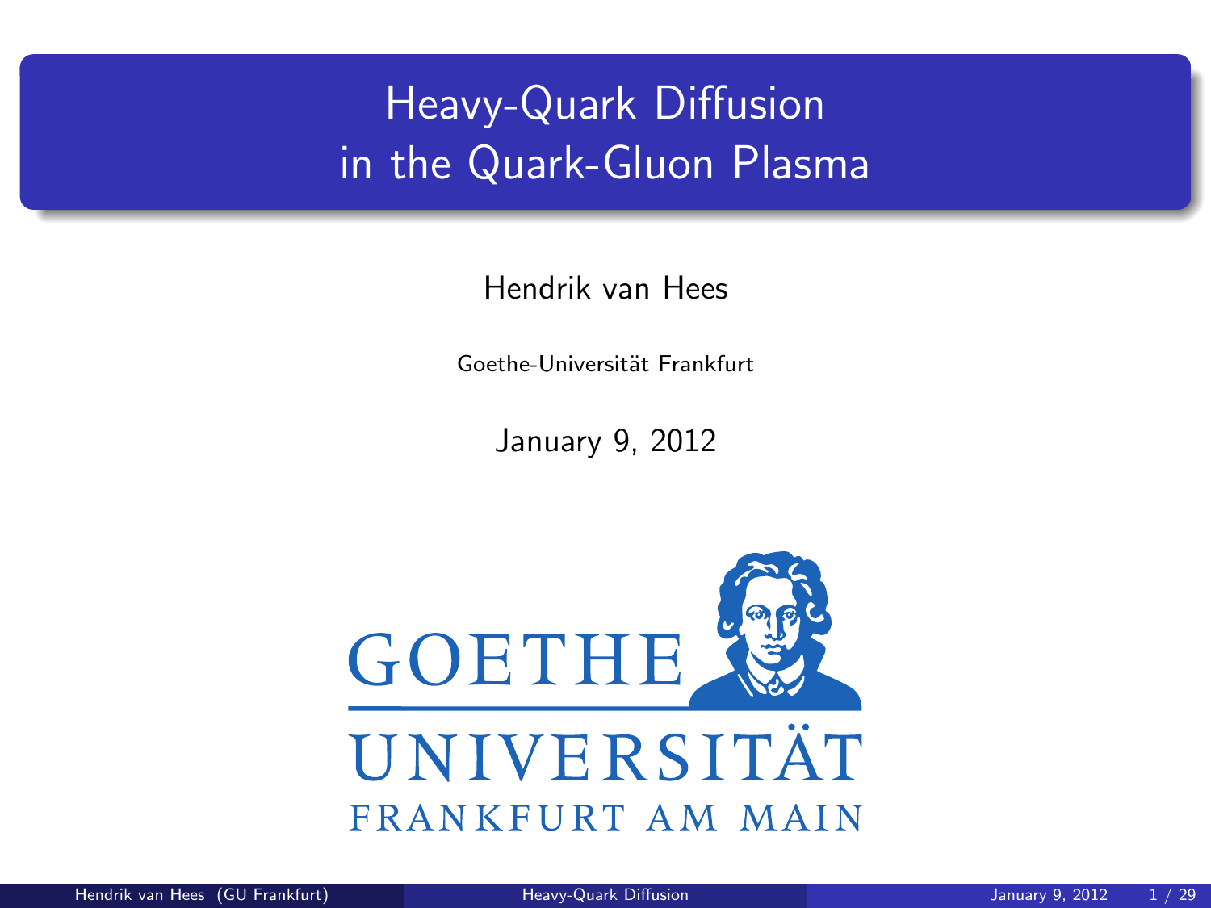# Heavy-Quark Diffusion in the Quark-Gluon Plasma

Hendrik van Hees

Goethe-Universität Frankfurt

January 9, 2012

GOETHE UNIVERSITÄT FRANKFURT AM MAIN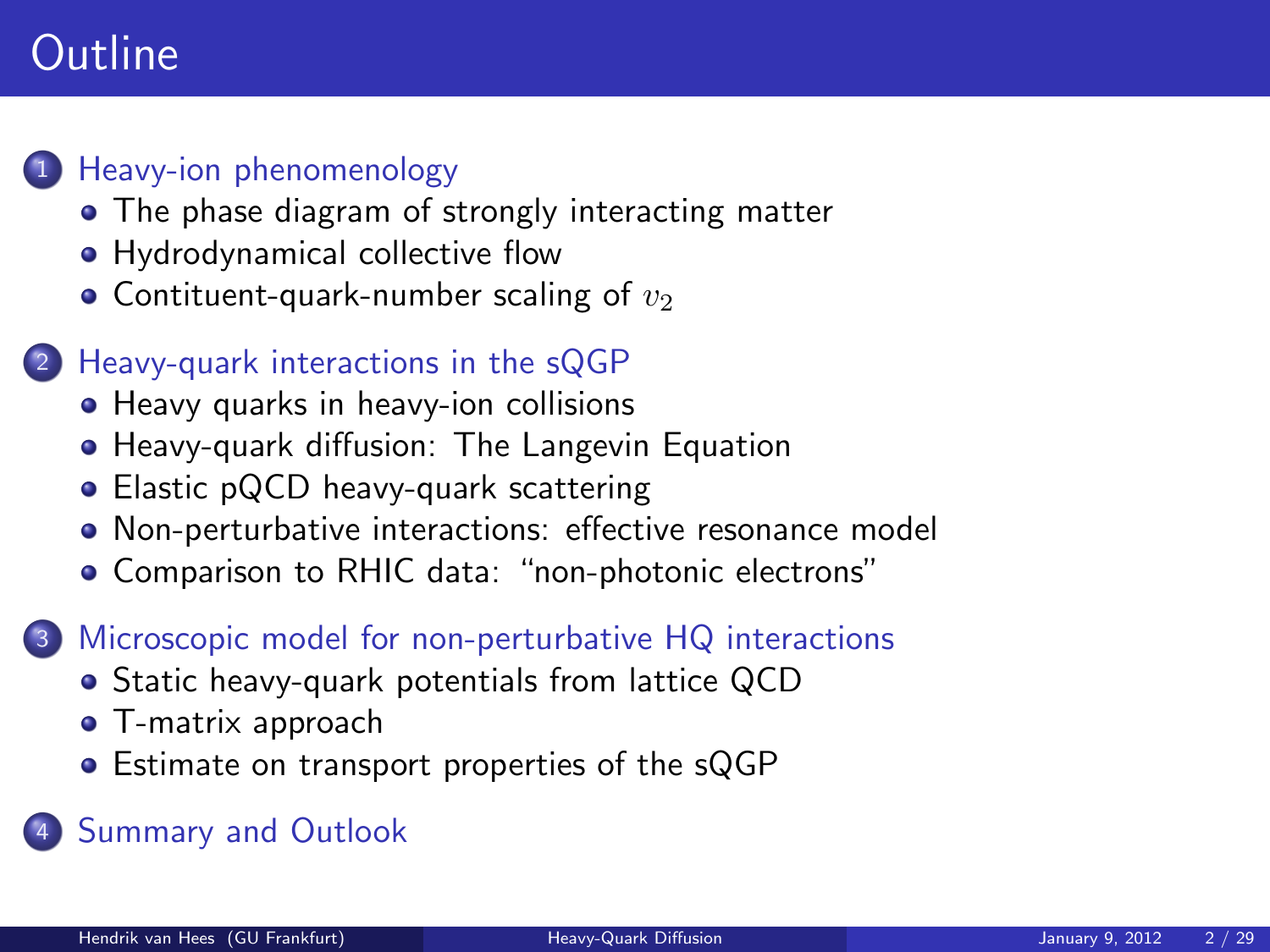# Outline

1. Heavy-ion phenomenology
   - The phase diagram of strongly interacting matter
   - Hydrodynamical collective flow
   - Contituent-quark-number scaling of $v_2$
2. Heavy-quark interactions in the sQGP
   - Heavy quarks in heavy-ion collisions
   - Heavy-quark diffusion: The Langevin Equation
   - Elastic pQCD heavy-quark scattering
   - Non-perturbative interactions: effective resonance model
   - Comparison to RHIC data: "non-photonic electrons"
3. Microscopic model for non-perturbative HQ interactions
   - Static heavy-quark potentials from lattice QCD
   - T-matrix approach
   - Estimate on transport properties of the sQGP
4. Summary and Outlook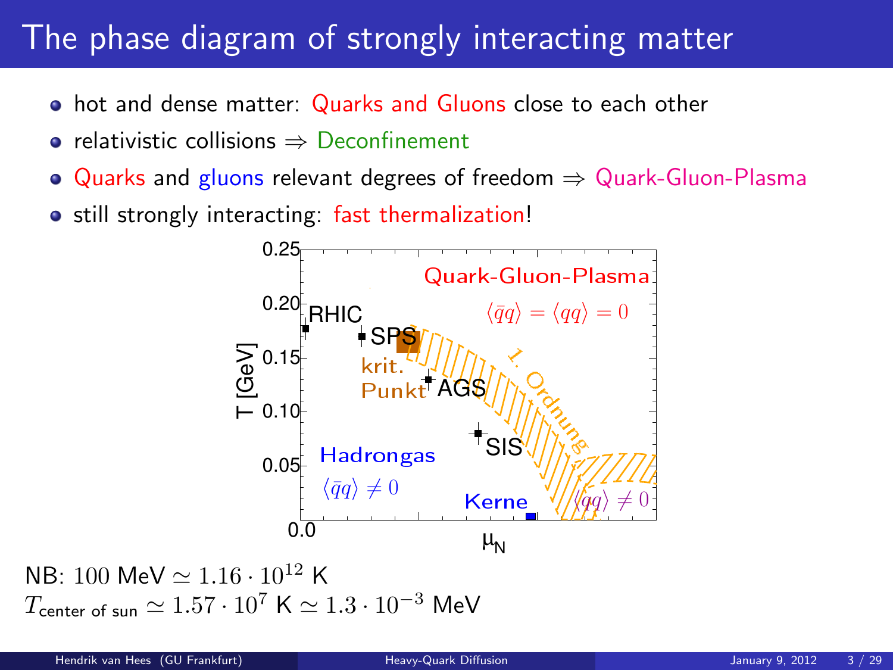# The phase diagram of strongly interacting matter

- hot and dense matter: Quarks and Gluons close to each other
- relativistic collisions ⇒ Deconfinement
- Quarks and gluons relevant degrees of freedom ⇒ Quark-Gluon-Plasma
- still strongly interacting: fast thermalization!

NB: $100$ MeV $\simeq 1.16 \cdot 10^{12}$ K

$T_{\text{center of sun}} \simeq 1.57 \cdot 10^{7}$ K $\simeq 1.3 \cdot 10^{-3}$ MeV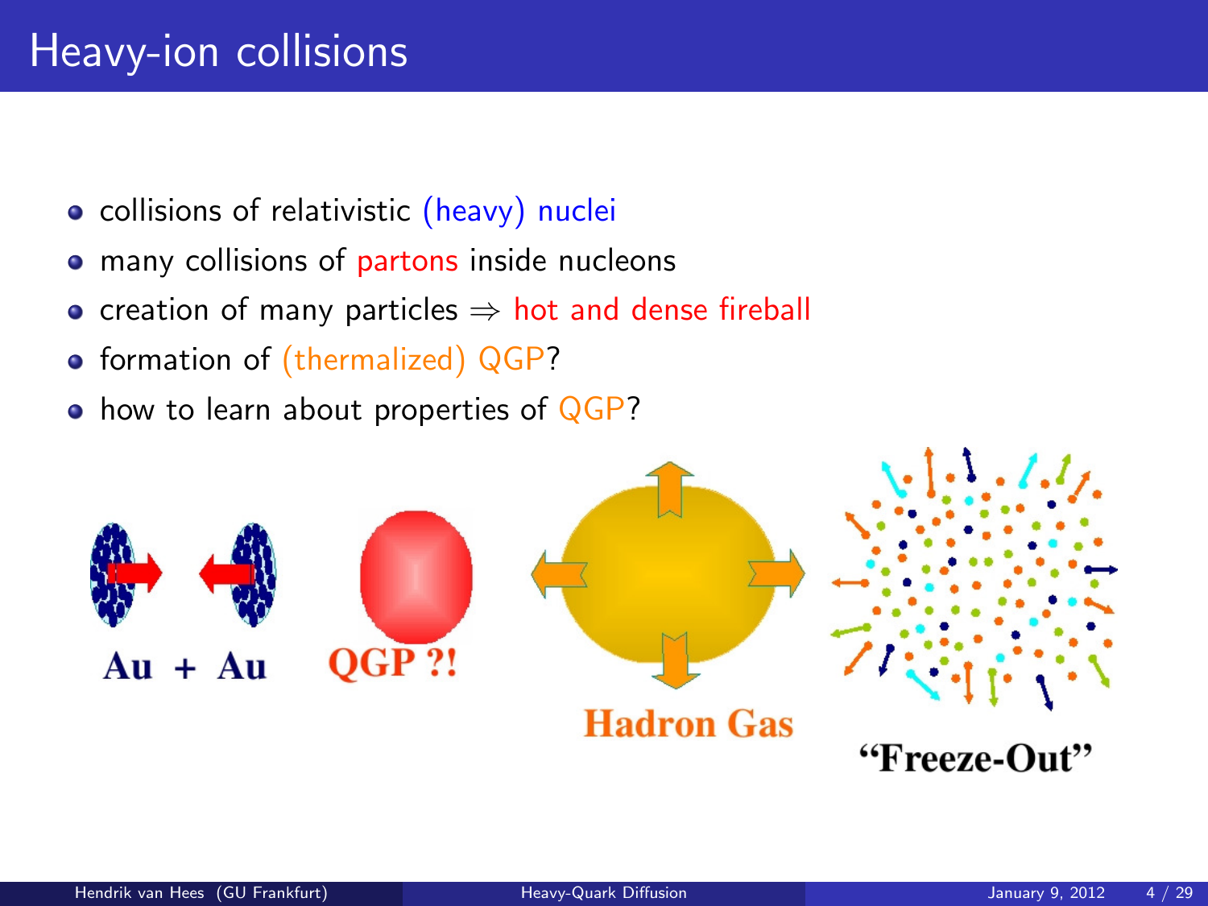# Heavy-ion collisions

- collisions of relativistic (heavy) nuclei
- many collisions of partons inside nucleons
- creation of many particles ⇒ hot and dense fireball
- formation of (thermalized) QGP?
- how to learn about properties of QGP?

Au + Au QGP ?! Hadron Gas "Freeze-Out"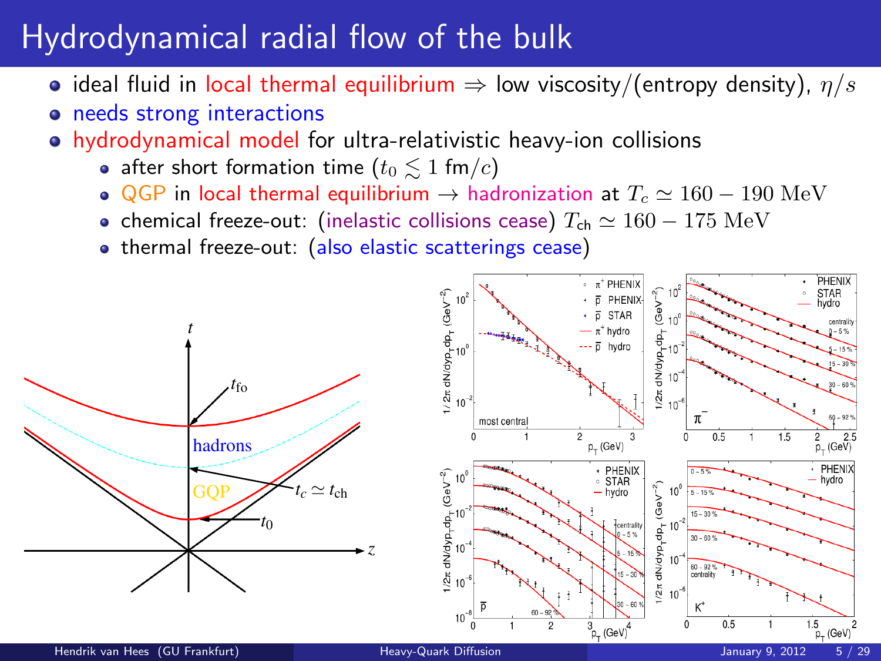# Hydrodynamical radial flow of the bulk

- ideal fluid in local thermal equilibrium $\Rightarrow$ low viscosity/(entropy density), $\eta/s$
- needs strong interactions
- hydrodynamical model for ultra-relativistic heavy-ion collisions
  - after short formation time ($t_0 \lesssim 1$ fm/$c$)
  - QGP in local thermal equilibrium $\rightarrow$ hadronization at $T_c \simeq 160 - 190$ MeV
  - chemical freeze-out: (inelastic collisions cease) $T_{\text{ch}} \simeq 160 - 175$ MeV
  - thermal freeze-out: (also elastic scatterings cease)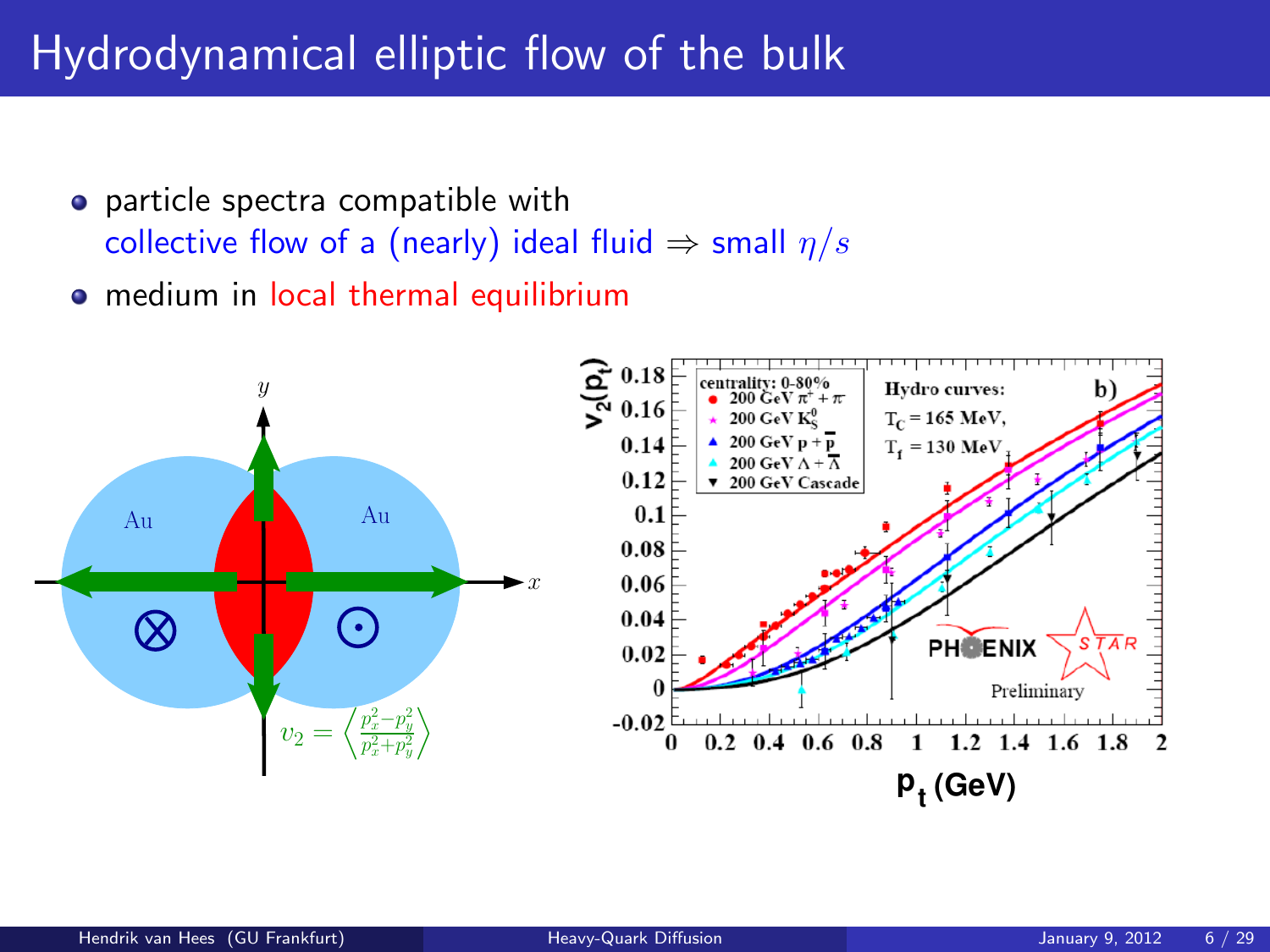# Hydrodynamical elliptic flow of the bulk

- particle spectra compatible with collective flow of a (nearly) ideal fluid $\Rightarrow$ small $\eta/s$
- medium in local thermal equilibrium

$$v_2 = \left\langle \frac{p_x^2 - p_y^2}{p_x^2 + p_y^2} \right\rangle$$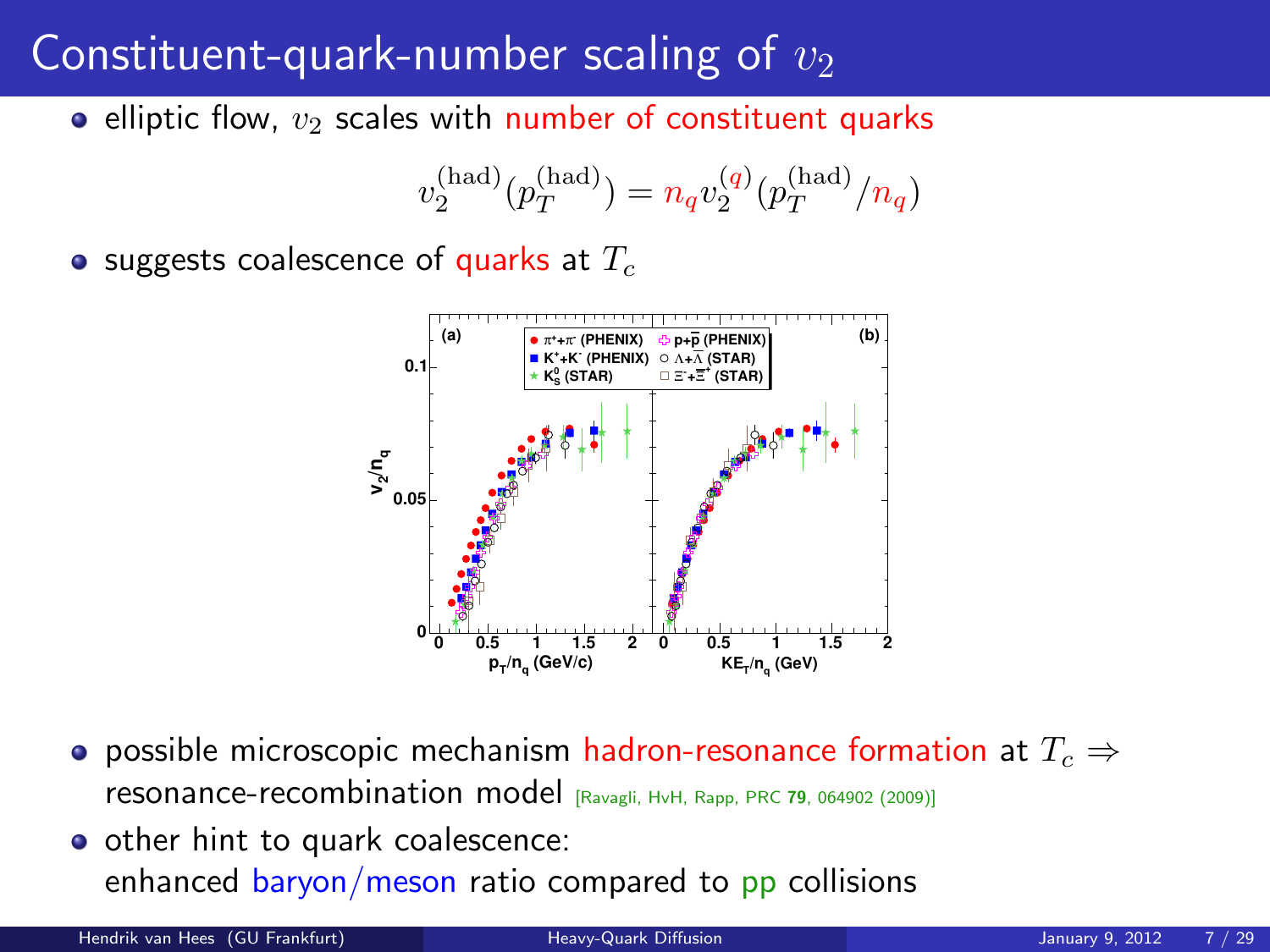# Constituent-quark-number scaling of $v_2$

- elliptic flow, $v_2$ scales with number of constituent quarks

$$v_2^{(\mathrm{had})}(p_T^{(\mathrm{had})}) = n_q v_2^{(q)}(p_T^{(\mathrm{had})}/n_q)$$

- suggests coalescence of quarks at $T_c$

- possible microscopic mechanism hadron-resonance formation at $T_c \Rightarrow$ resonance-recombination model [Ravagli, HvH, Rapp, PRC **79**, 064902 (2009)]
- other hint to quark coalescence: enhanced baryon/meson ratio compared to pp collisions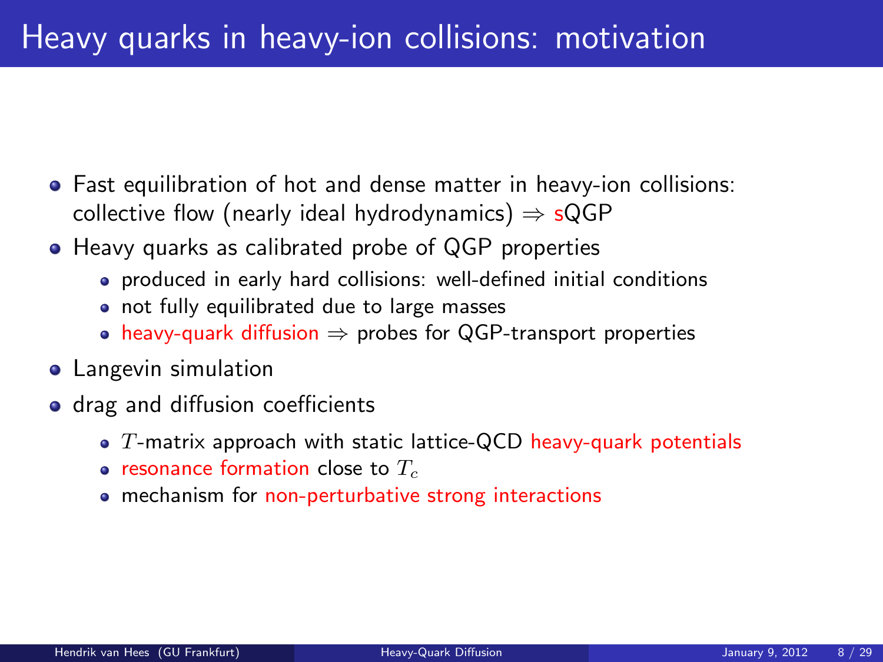# Heavy quarks in heavy-ion collisions: motivation

- Fast equilibration of hot and dense matter in heavy-ion collisions: collective flow (nearly ideal hydrodynamics) $\Rightarrow$ sQGP
- Heavy quarks as calibrated probe of QGP properties
  - produced in early hard collisions: well-defined initial conditions
  - not fully equilibrated due to large masses
  - heavy-quark diffusion $\Rightarrow$ probes for QGP-transport properties
- Langevin simulation
- drag and diffusion coefficients
  - $T$-matrix approach with static lattice-QCD heavy-quark potentials
  - resonance formation close to $T_c$
  - mechanism for non-perturbative strong interactions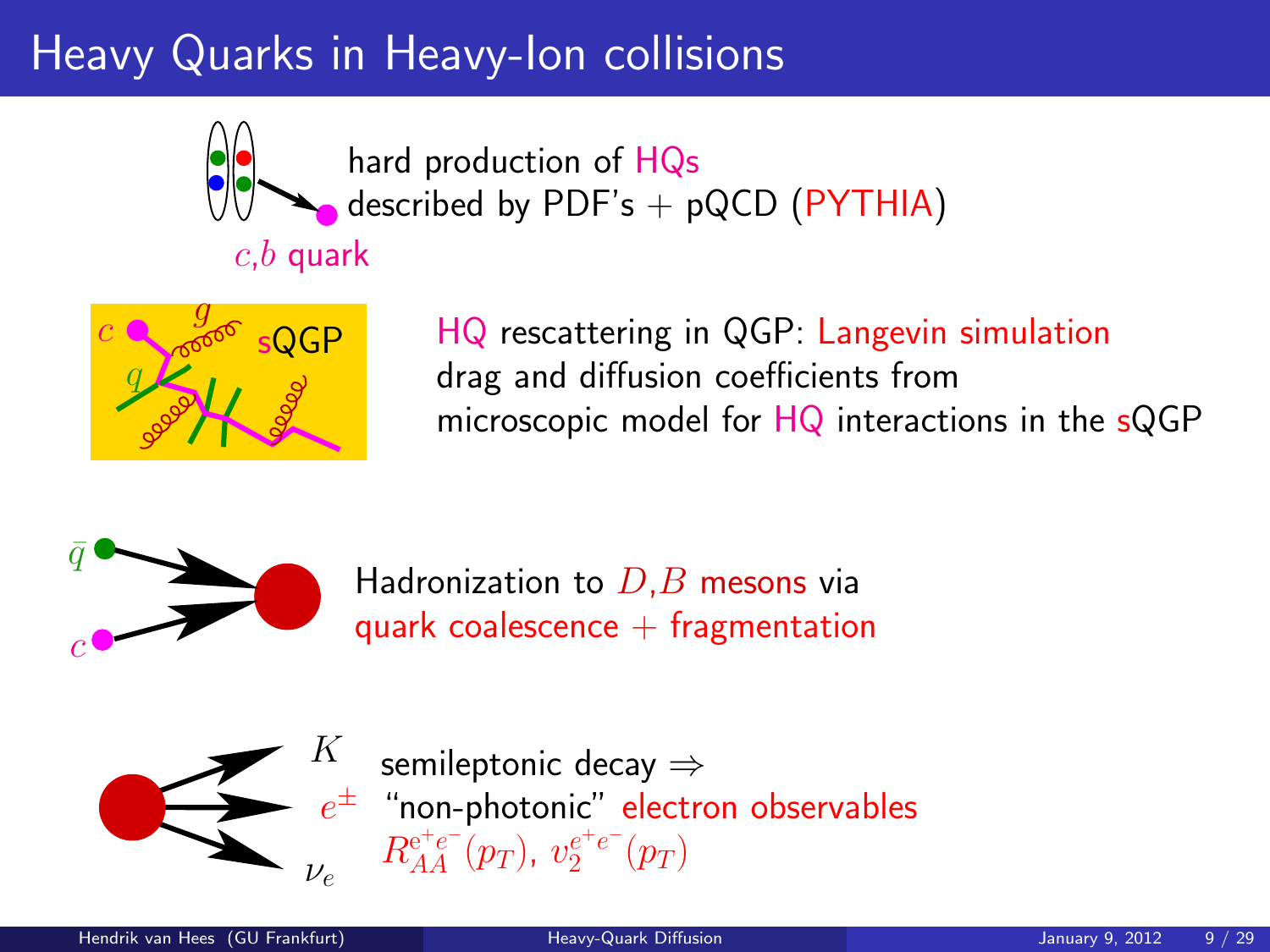# Heavy Quarks in Heavy-Ion collisions

$c$,$b$ quark

hard production of HQs
described by PDF's + pQCD (PYTHIA)

HQ rescattering in QGP: Langevin simulation
drag and diffusion coefficients from
microscopic model for HQ interactions in the sQGP

Hadronization to $D$,$B$ mesons via
quark coalescence + fragmentation

semileptonic decay ⇒
"non-photonic" electron observables
$R_{AA}^{e^+e^-}(p_T)$, $v_2^{e^+e^-}(p_T)$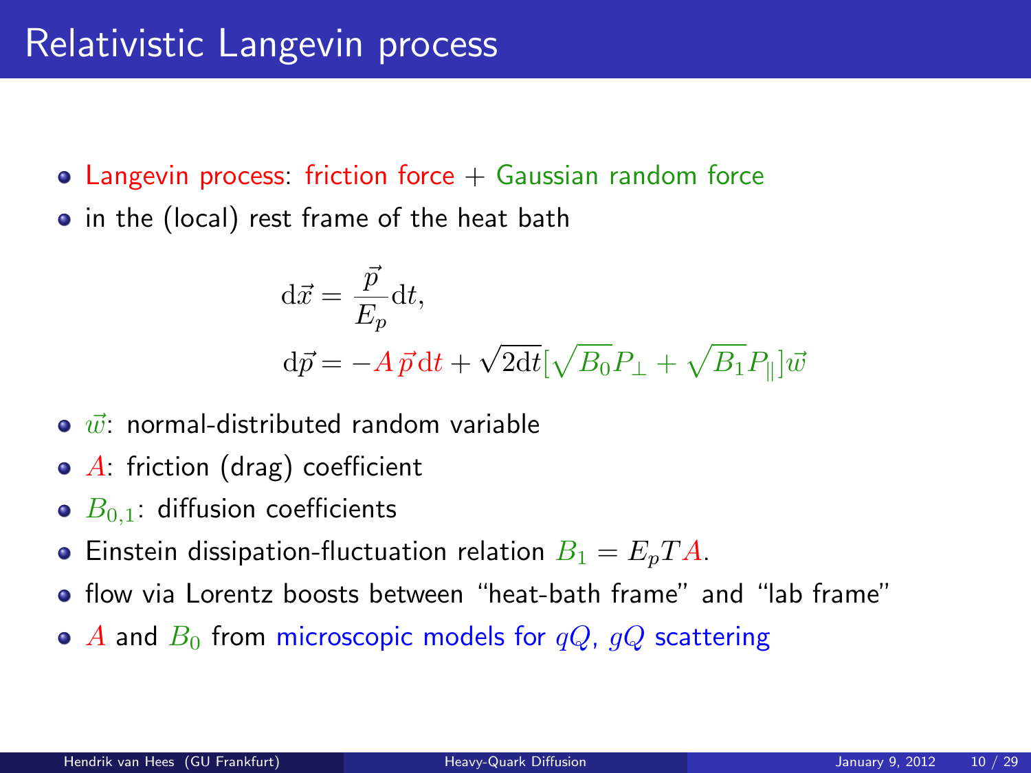# Relativistic Langevin process

- Langevin process: friction force + Gaussian random force
- in the (local) rest frame of the heat bath

$$
\begin{aligned}
\mathrm{d}\vec{x} &= \frac{\vec{p}}{E_p}\mathrm{d}t, \\
\mathrm{d}\vec{p} &= -A\,\vec{p}\,\mathrm{d}t + \sqrt{2\mathrm{d}t}[\sqrt{B_0}P_\perp + \sqrt{B_1}P_\|]\vec{w}
\end{aligned}
$$

- $\vec{w}$: normal-distributed random variable
- $A$: friction (drag) coefficient
- $B_{0,1}$: diffusion coefficients
- Einstein dissipation-fluctuation relation $B_1 = E_p T A$.
- flow via Lorentz boosts between "heat-bath frame" and "lab frame"
- $A$ and $B_0$ from microscopic models for $qQ$, $gQ$ scattering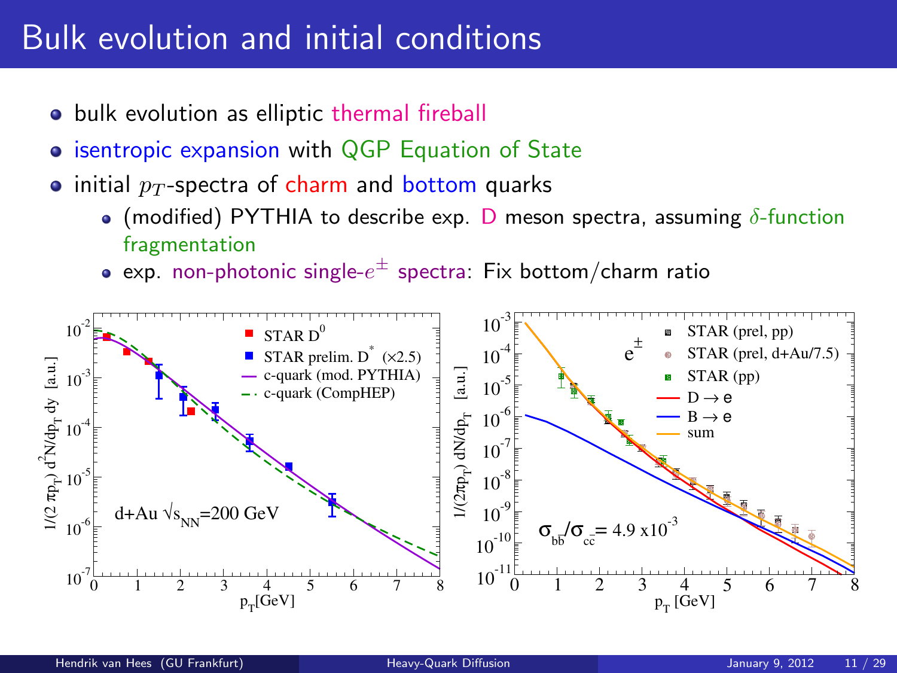# Bulk evolution and initial conditions

- bulk evolution as elliptic thermal fireball
- isentropic expansion with QGP Equation of State
- initial $p_T$-spectra of charm and bottom quarks
  - (modified) PYTHIA to describe exp. D meson spectra, assuming $\delta$-function fragmentation
  - exp. non-photonic single-$e^{\pm}$ spectra: Fix bottom/charm ratio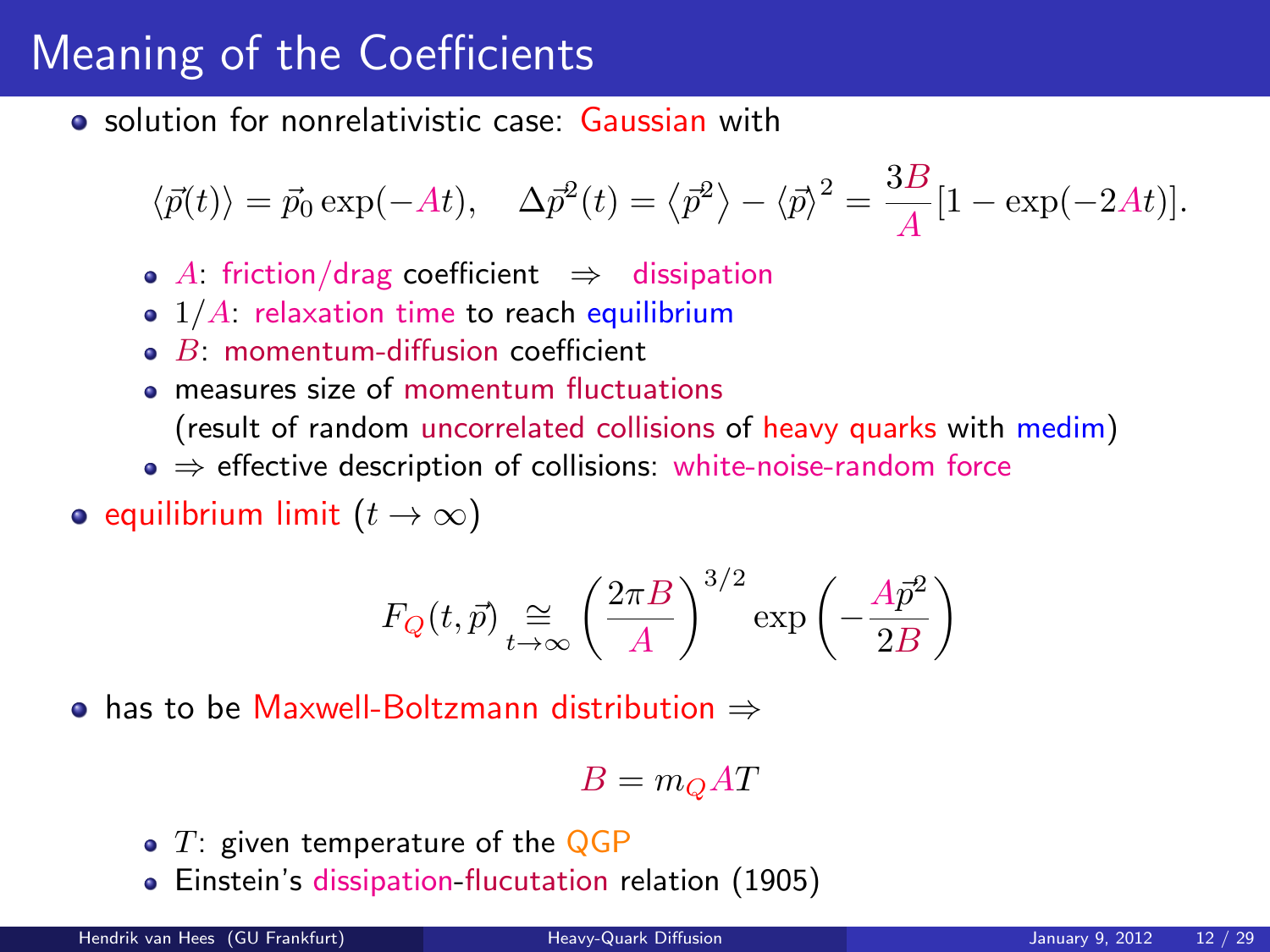# Meaning of the Coefficients

- solution for nonrelativistic case: Gaussian with

$$\langle \vec{p}(t) \rangle = \vec{p}_0 \exp(-At), \quad \Delta \vec{p}^2(t) = \langle \vec{p}^2 \rangle - \langle \vec{p} \rangle^2 = \frac{3B}{A}[1 - \exp(-2At)].$$

  - $A$: friction/drag coefficient $\Rightarrow$ dissipation
  - $1/A$: relaxation time to reach equilibrium
  - $B$: momentum-diffusion coefficient
  - measures size of momentum fluctuations
    (result of random uncorrelated collisions of heavy quarks with medim)
  - $\Rightarrow$ effective description of collisions: white-noise-random force
- equilibrium limit ($t \to \infty$)

$$F_Q(t, \vec{p}) \underset{t \to \infty}{\cong} \left(\frac{2\pi B}{A}\right)^{3/2} \exp\left(-\frac{A\vec{p}^2}{2B}\right)$$

- has to be Maxwell-Boltzmann distribution $\Rightarrow$

$$B = m_Q A T$$

  - $T$: given temperature of the QGP
  - Einstein's dissipation-flucutation relation (1905)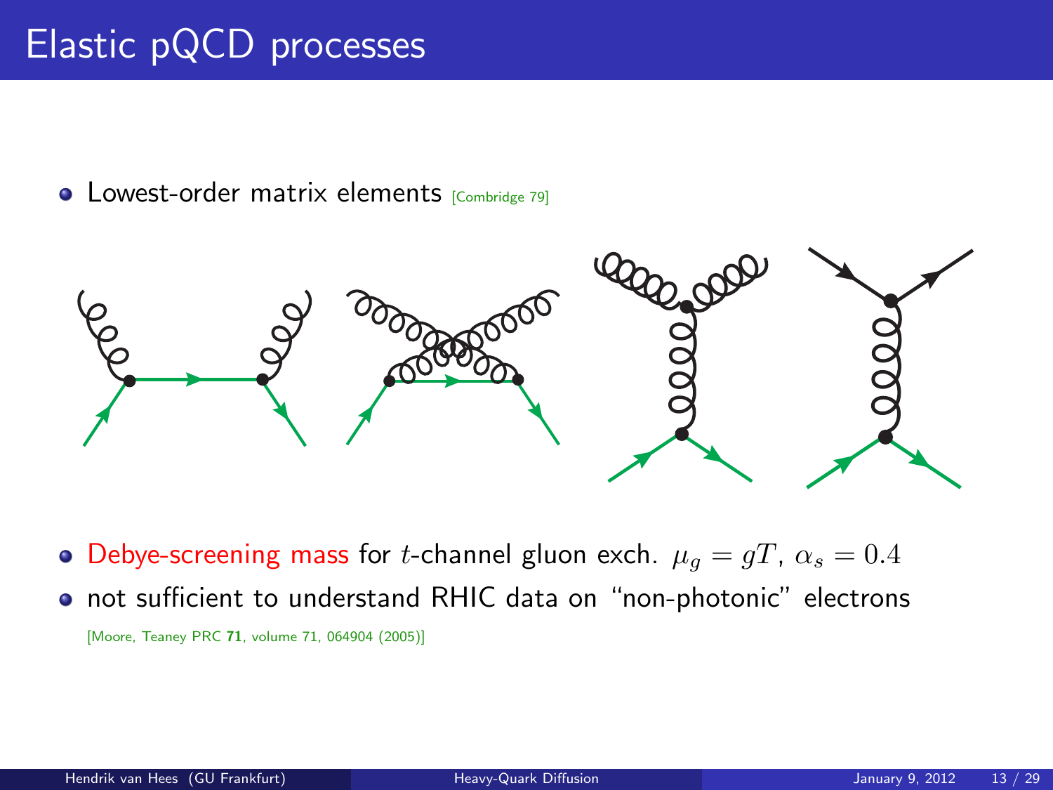# Elastic pQCD processes

- Lowest-order matrix elements [Combridge 79]

- Debye-screening mass for $t$-channel gluon exch. $\mu_g = gT$, $\alpha_s = 0.4$
- not sufficient to understand RHIC data on "non-photonic" electrons

[Moore, Teaney PRC **71**, volume 71, 064904 (2005)]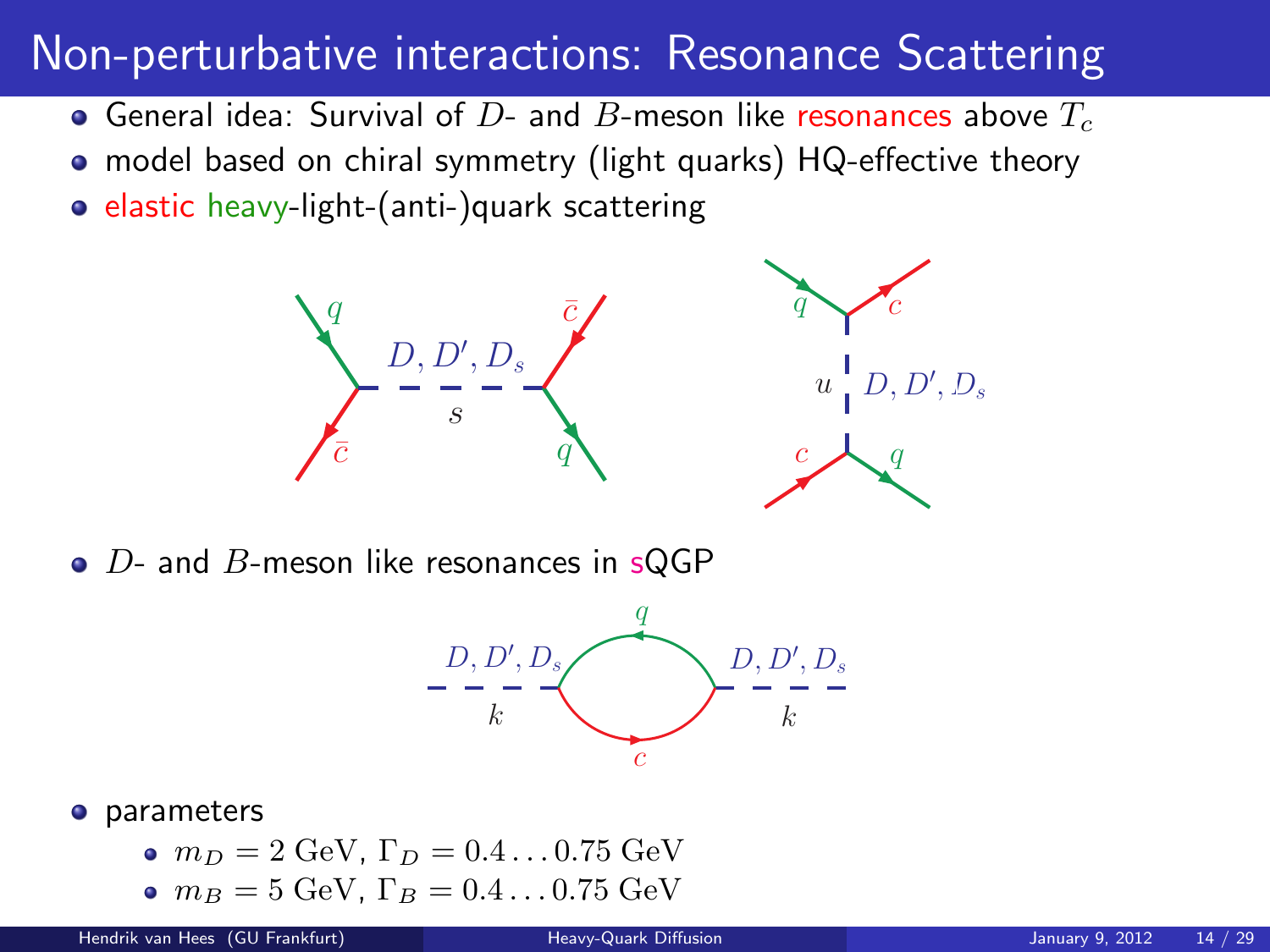# Non-perturbative interactions: Resonance Scattering

- General idea: Survival of $D$- and $B$-meson like resonances above $T_c$
- model based on chiral symmetry (light quarks) HQ-effective theory
- elastic heavy-light-(anti-)quark scattering

- $D$- and $B$-meson like resonances in sQGP

- parameters
  - $m_D = 2$ GeV, $\Gamma_D = 0.4 \ldots 0.75$ GeV
  - $m_B = 5$ GeV, $\Gamma_B = 0.4 \ldots 0.75$ GeV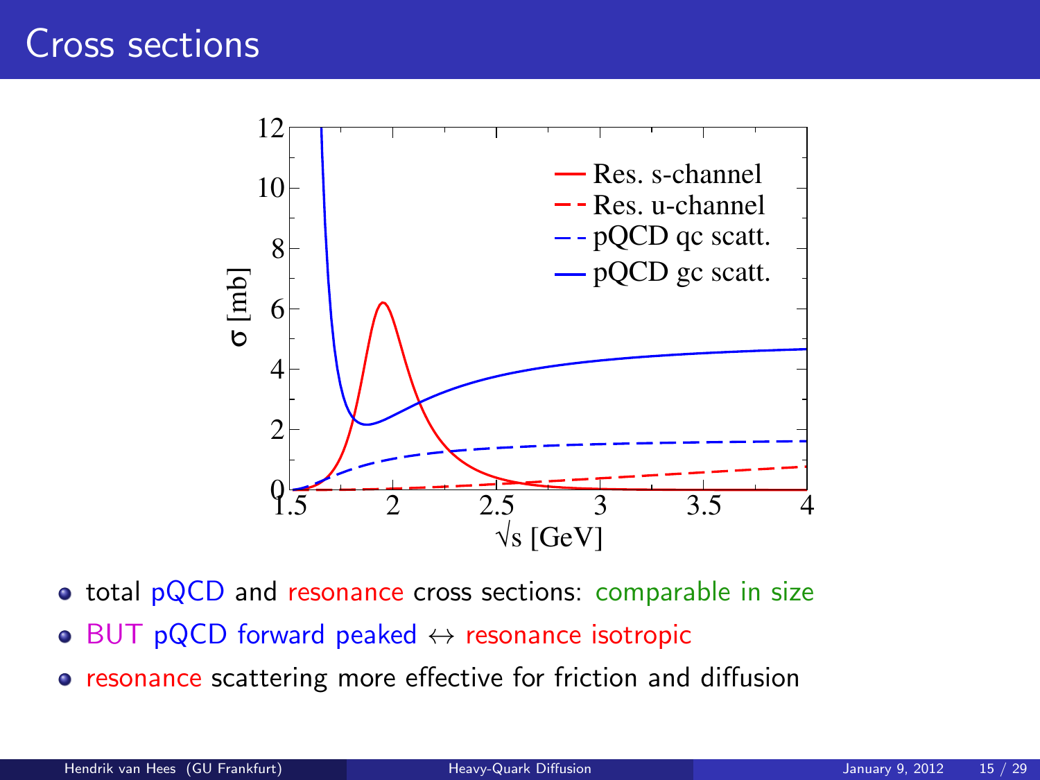# Cross sections

- total pQCD and resonance cross sections: comparable in size
- BUT pQCD forward peaked $\leftrightarrow$ resonance isotropic
- resonance scattering more effective for friction and diffusion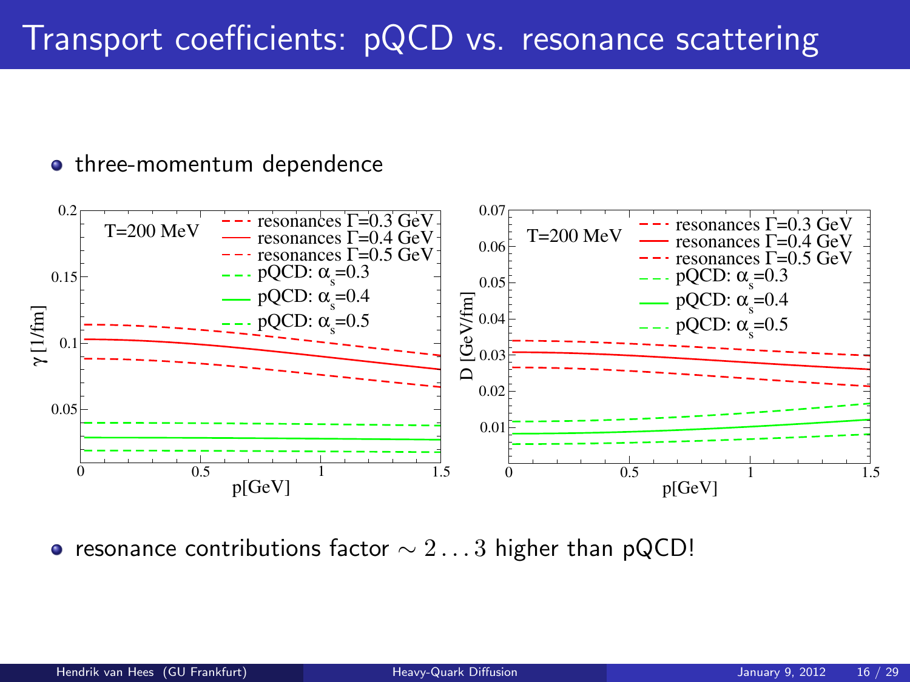# Transport coefficients: pQCD vs. resonance scattering

- three-momentum dependence

- resonance contributions factor $\sim 2 \ldots 3$ higher than pQCD!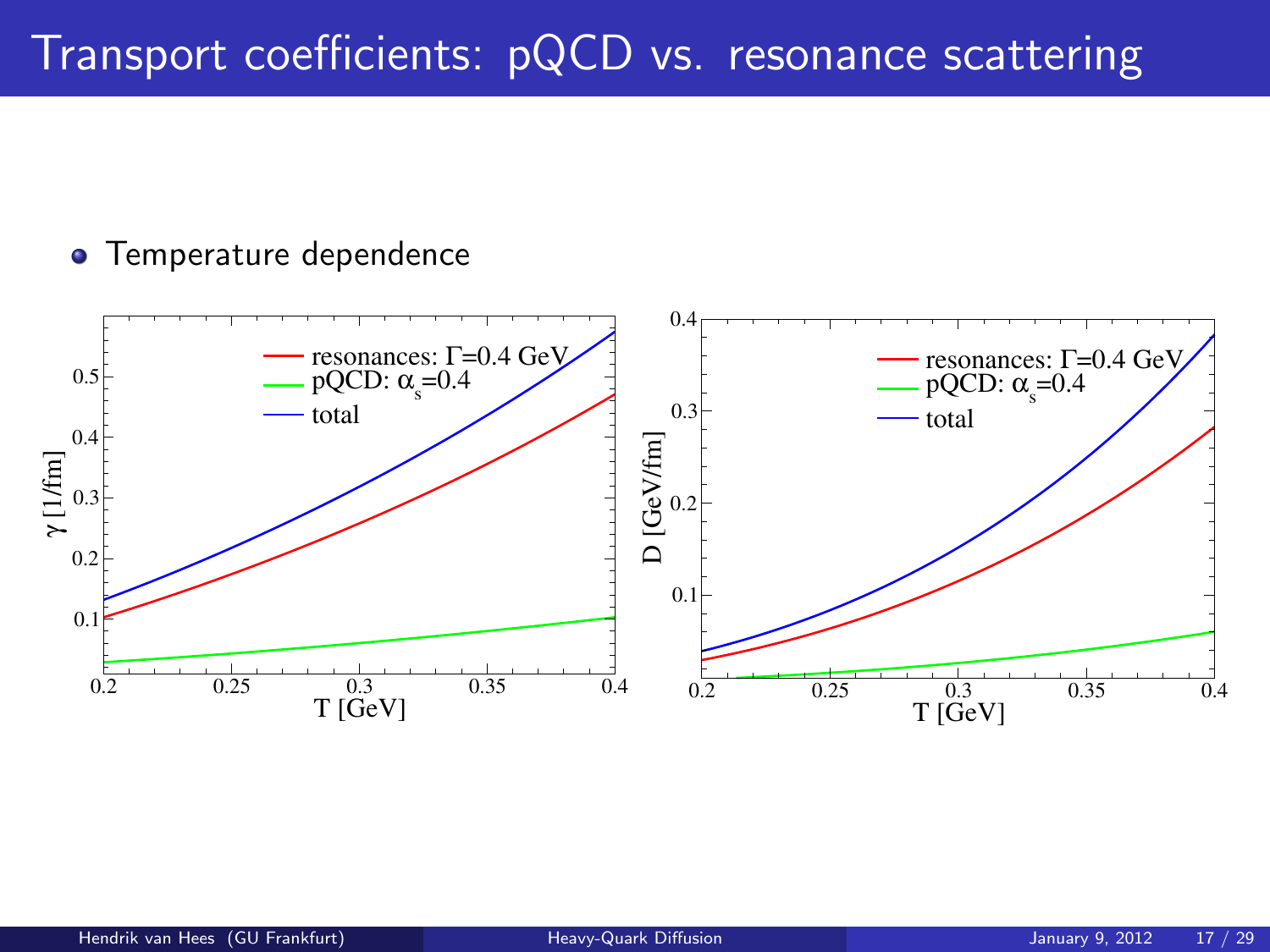# Transport coefficients: pQCD vs. resonance scattering

- Temperature dependence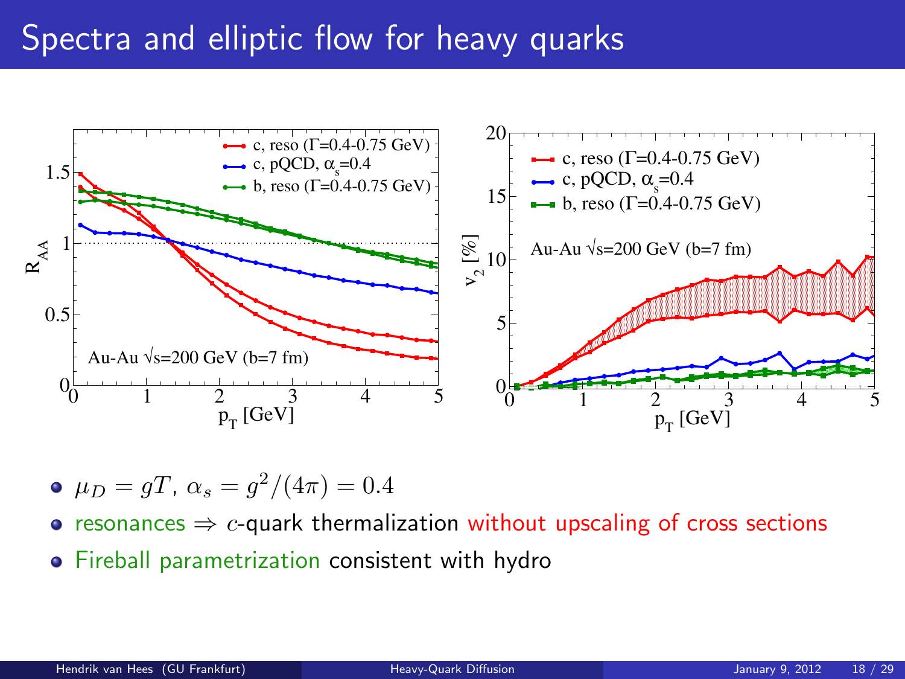# Spectra and elliptic flow for heavy quarks

- $\mu_D = gT$, $\alpha_s = g^2/(4\pi) = 0.4$
- resonances $\Rightarrow$ $c$-quark thermalization without upscaling of cross sections
- Fireball parametrization consistent with hydro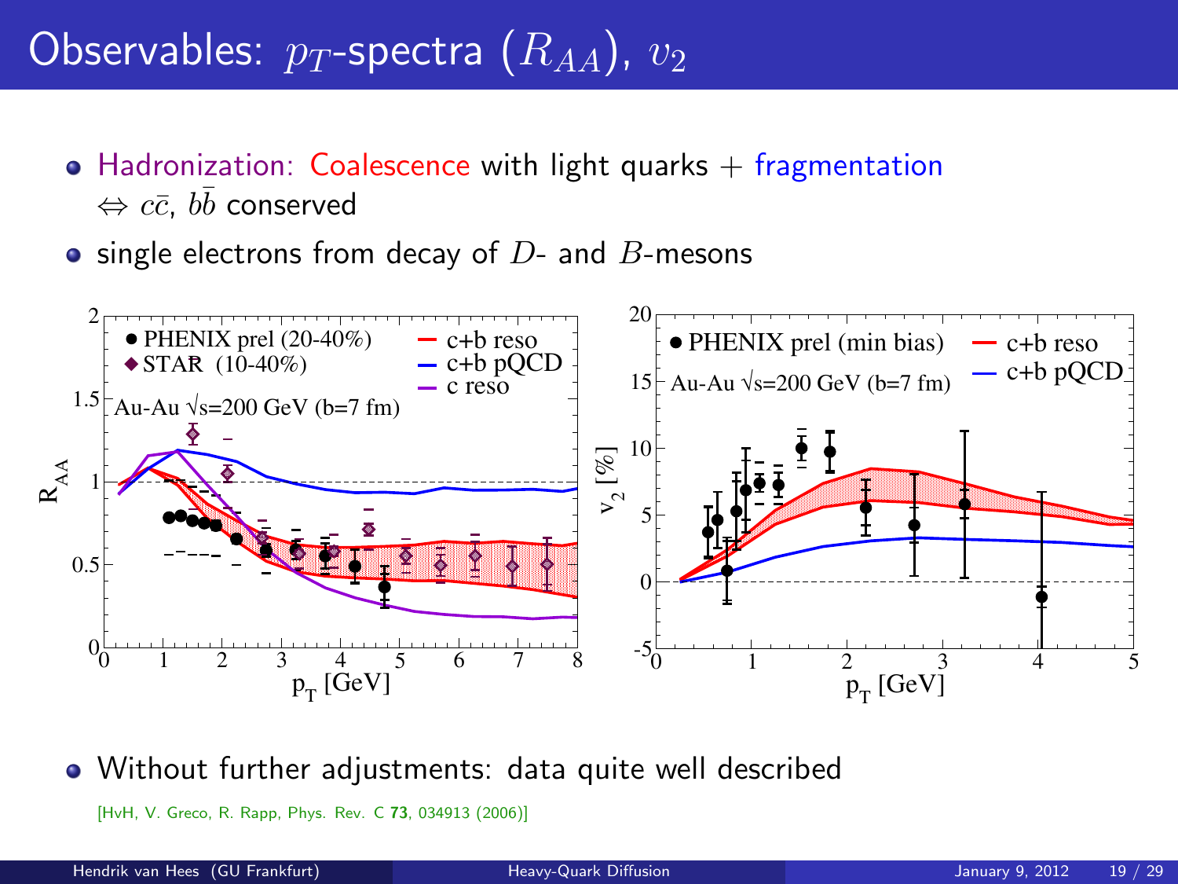# Observables: $p_T$-spectra ($R_{AA}$), $v_2$

- Hadronization: Coalescence with light quarks + fragmentation
  $\Leftrightarrow c\bar{c}$, $b\bar{b}$ conserved
- single electrons from decay of $D$- and $B$-mesons

- Without further adjustments: data quite well described

[HvH, V. Greco, R. Rapp, Phys. Rev. C **73**, 034913 (2006)]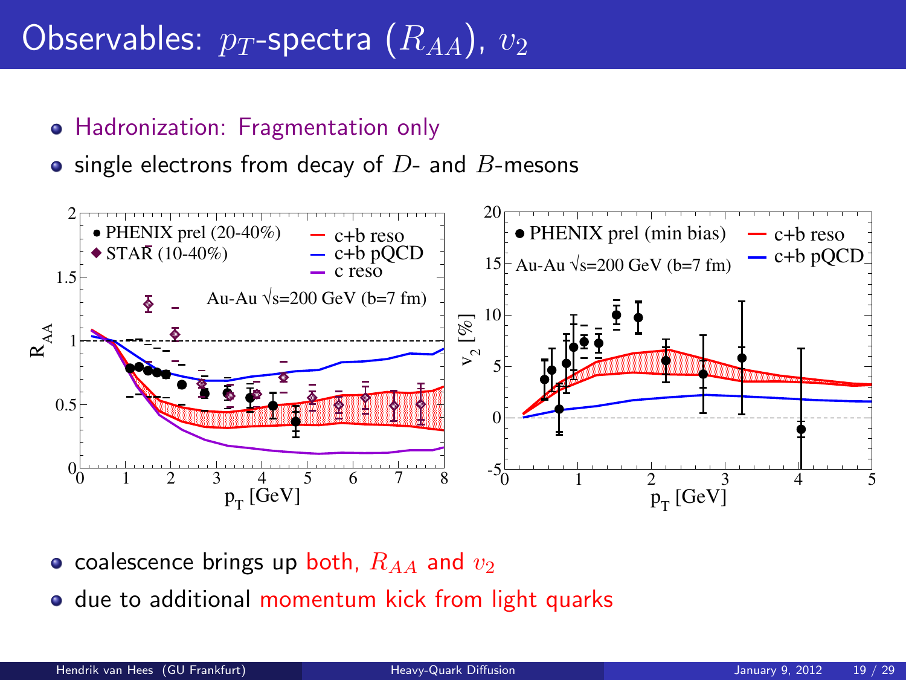# Observables: $p_T$-spectra ($R_{AA}$), $v_2$

- Hadronization: Fragmentation only
- single electrons from decay of $D$- and $B$-mesons

- coalescence brings up both, $R_{AA}$ and $v_2$
- due to additional momentum kick from light quarks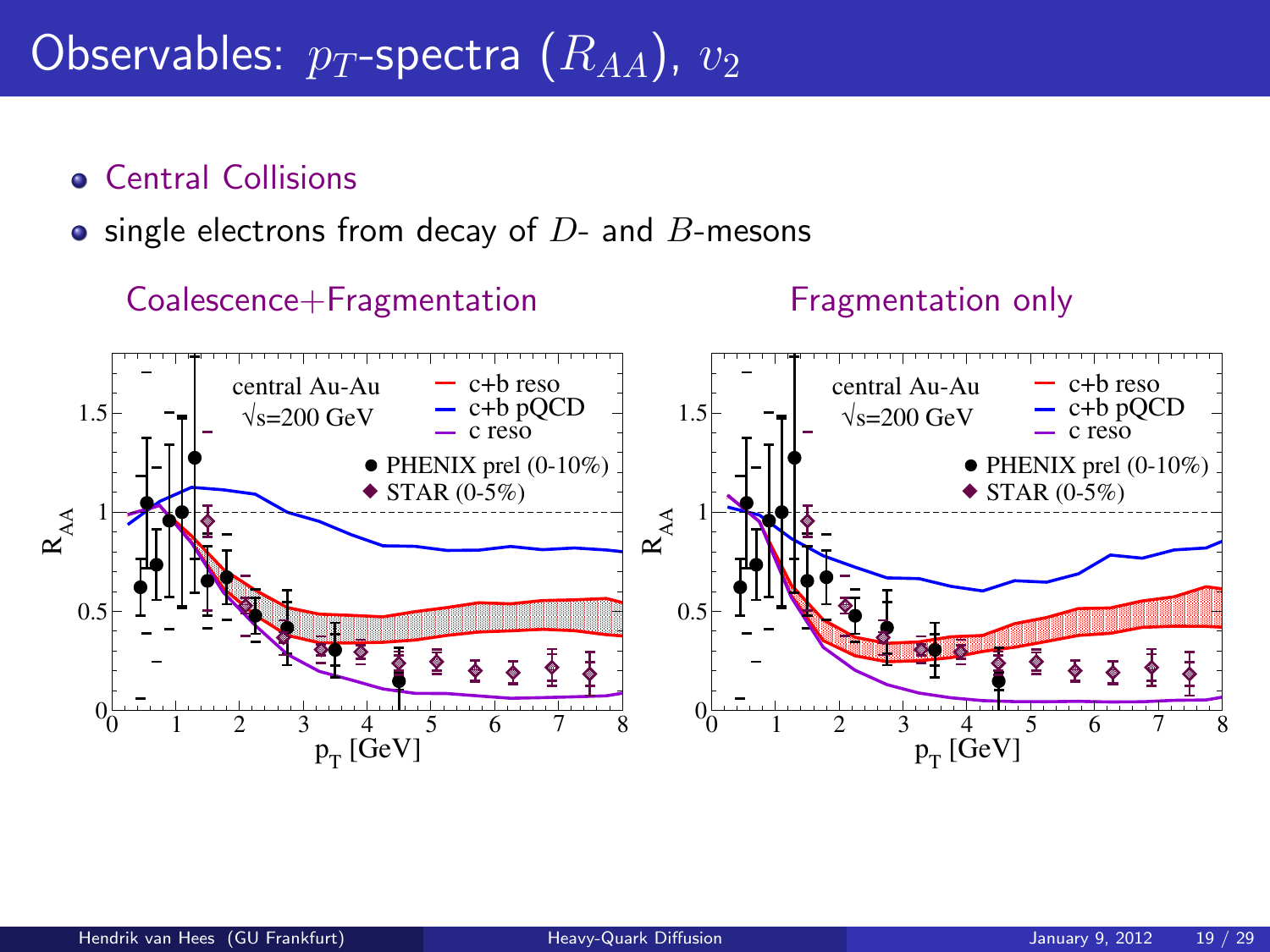# Observables: $p_T$-spectra ($R_{AA}$), $v_2$

- Central Collisions
- single electrons from decay of $D$- and $B$-mesons

Coalescence+Fragmentation

Fragmentation only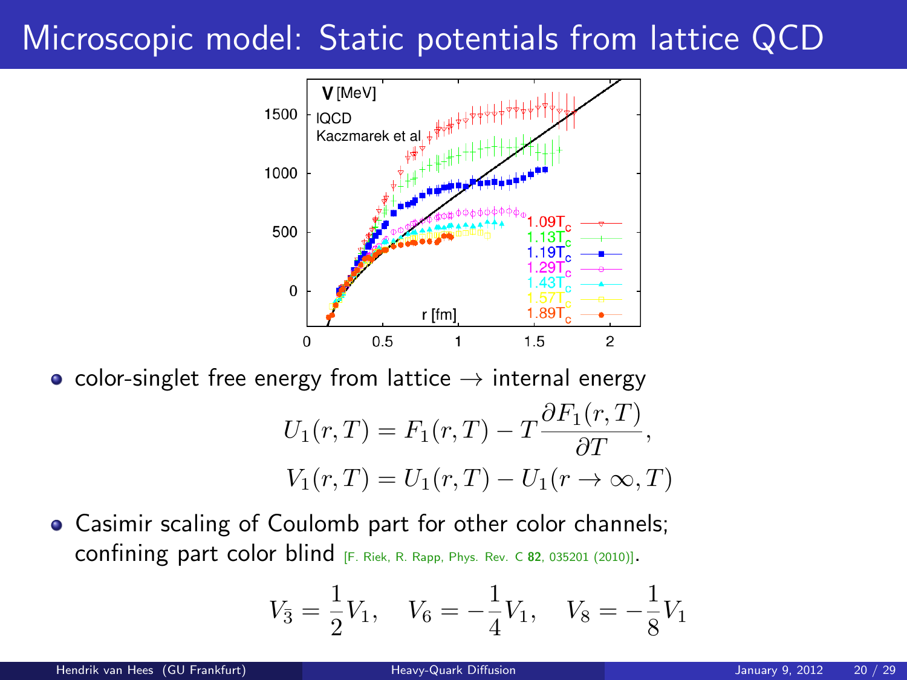# Microscopic model: Static potentials from lattice QCD

- color-singlet free energy from lattice → internal energy

$$U_1(r,T) = F_1(r,T) - T\frac{\partial F_1(r,T)}{\partial T},$$
$$V_1(r,T) = U_1(r,T) - U_1(r \to \infty, T)$$

- Casimir scaling of Coulomb part for other color channels; confining part color blind [F. Riek, R. Rapp, Phys. Rev. C **82**, 035201 (2010)].

$$V_{\bar{3}} = \frac{1}{2}V_1, \quad V_6 = -\frac{1}{4}V_1, \quad V_8 = -\frac{1}{8}V_1$$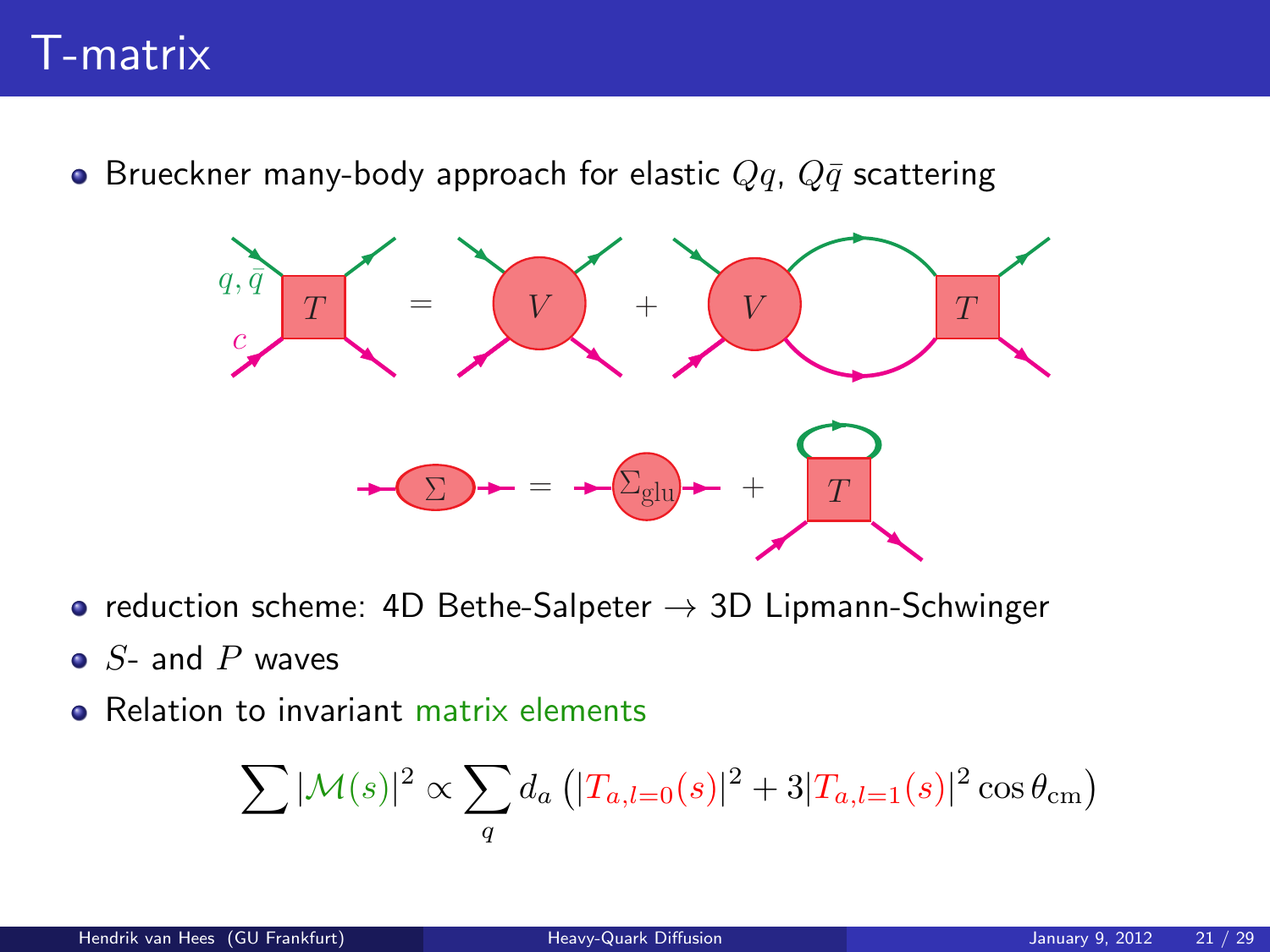# T-matrix

- Brueckner many-body approach for elastic $Qq$, $Q\bar{q}$ scattering

- reduction scheme: 4D Bethe-Salpeter → 3D Lipmann-Schwinger
- $S$- and $P$ waves
- Relation to invariant matrix elements

$$\sum |\mathcal{M}(s)|^2 \propto \sum_q d_a \left(|T_{a,l=0}(s)|^2 + 3|T_{a,l=1}(s)|^2 \cos\theta_{\mathrm{cm}}\right)$$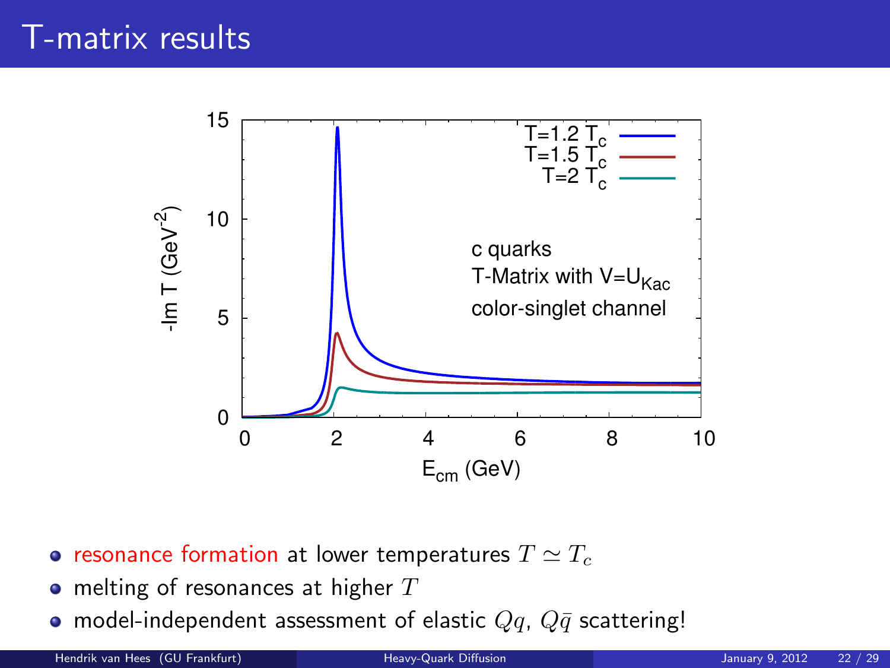# T-matrix results

- resonance formation at lower temperatures $T \simeq T_c$
- melting of resonances at higher $T$
- model-independent assessment of elastic $Qq$, $Q\bar{q}$ scattering!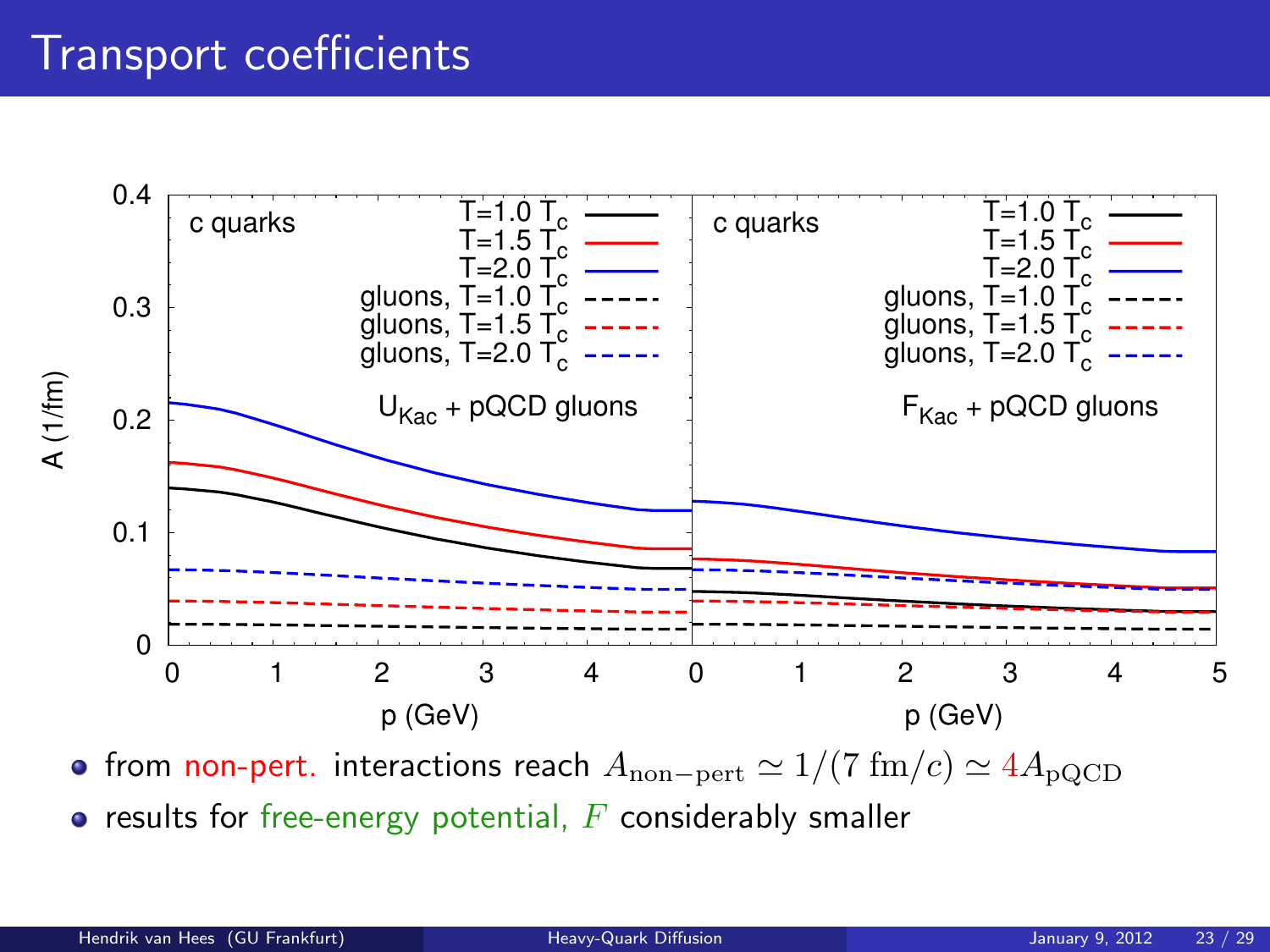# Transport coefficients

- from non-pert. interactions reach $A_{\text{non-pert}} \simeq 1/(7\ \text{fm}/c) \simeq 4 A_{\text{pQCD}}$
- results for free-energy potential, $F$ considerably smaller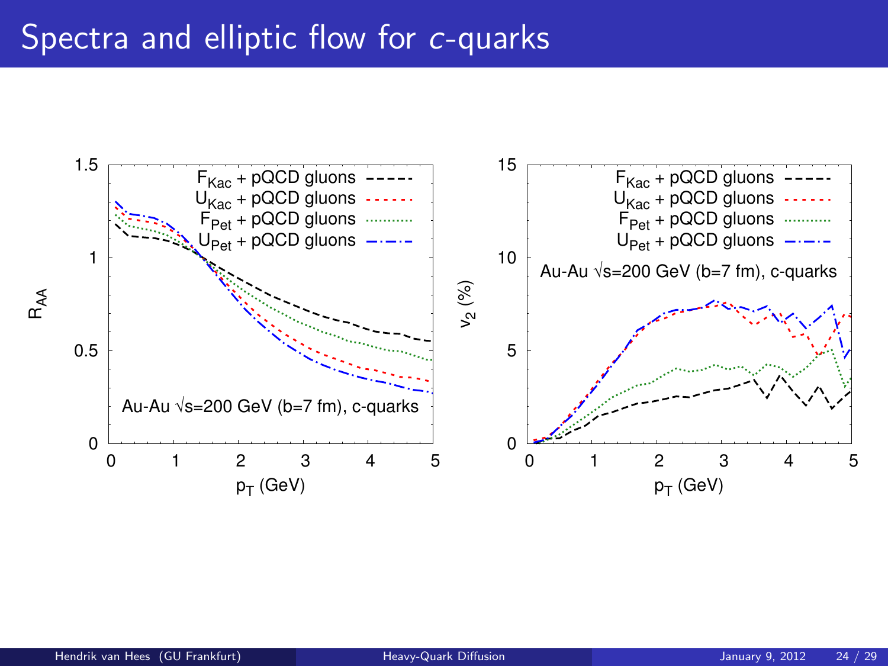# Spectra and elliptic flow for $c$-quarks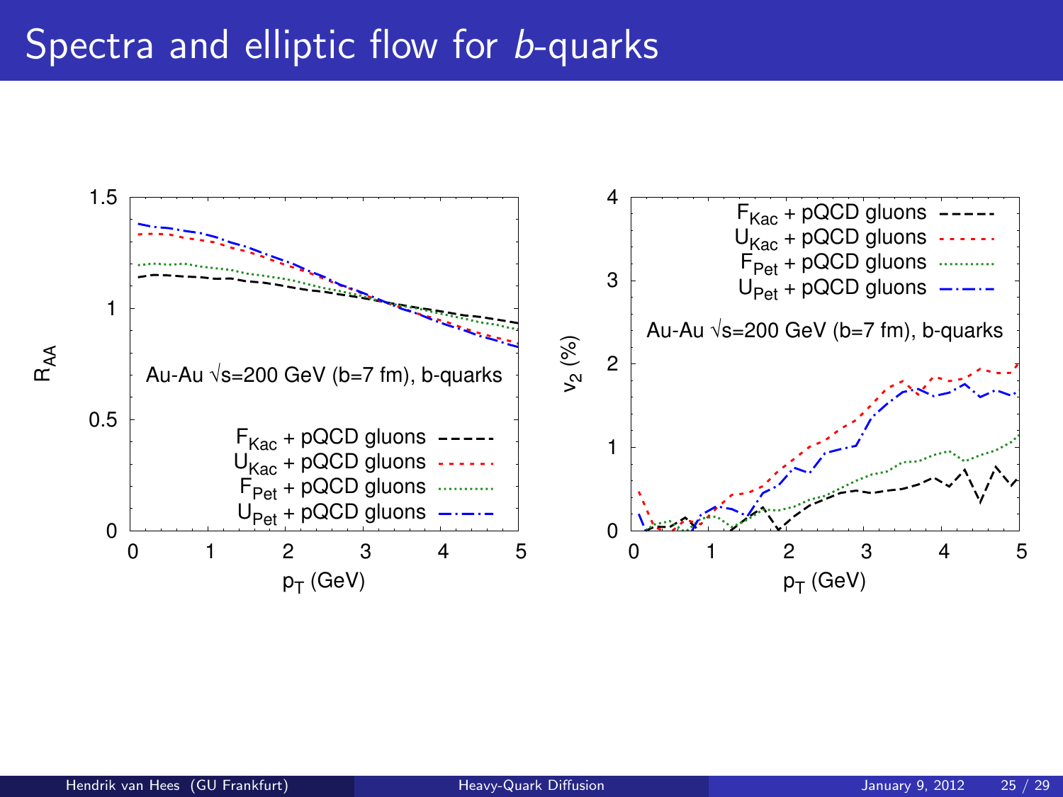# Spectra and elliptic flow for $b$-quarks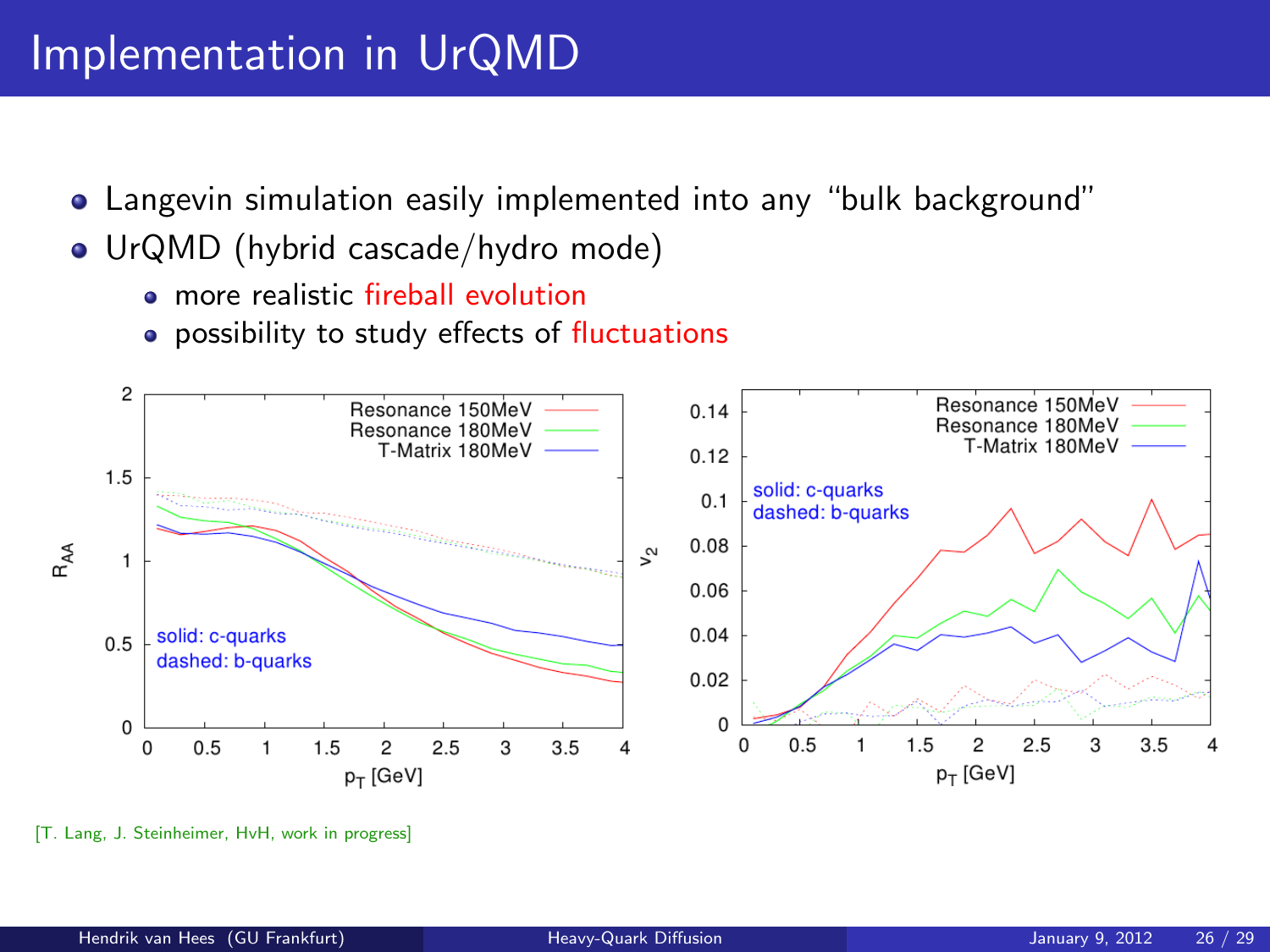# Implementation in UrQMD

- Langevin simulation easily implemented into any "bulk background"
- UrQMD (hybrid cascade/hydro mode)
  - more realistic fireball evolution
  - possibility to study effects of fluctuations

[T. Lang, J. Steinheimer, HvH, work in progress]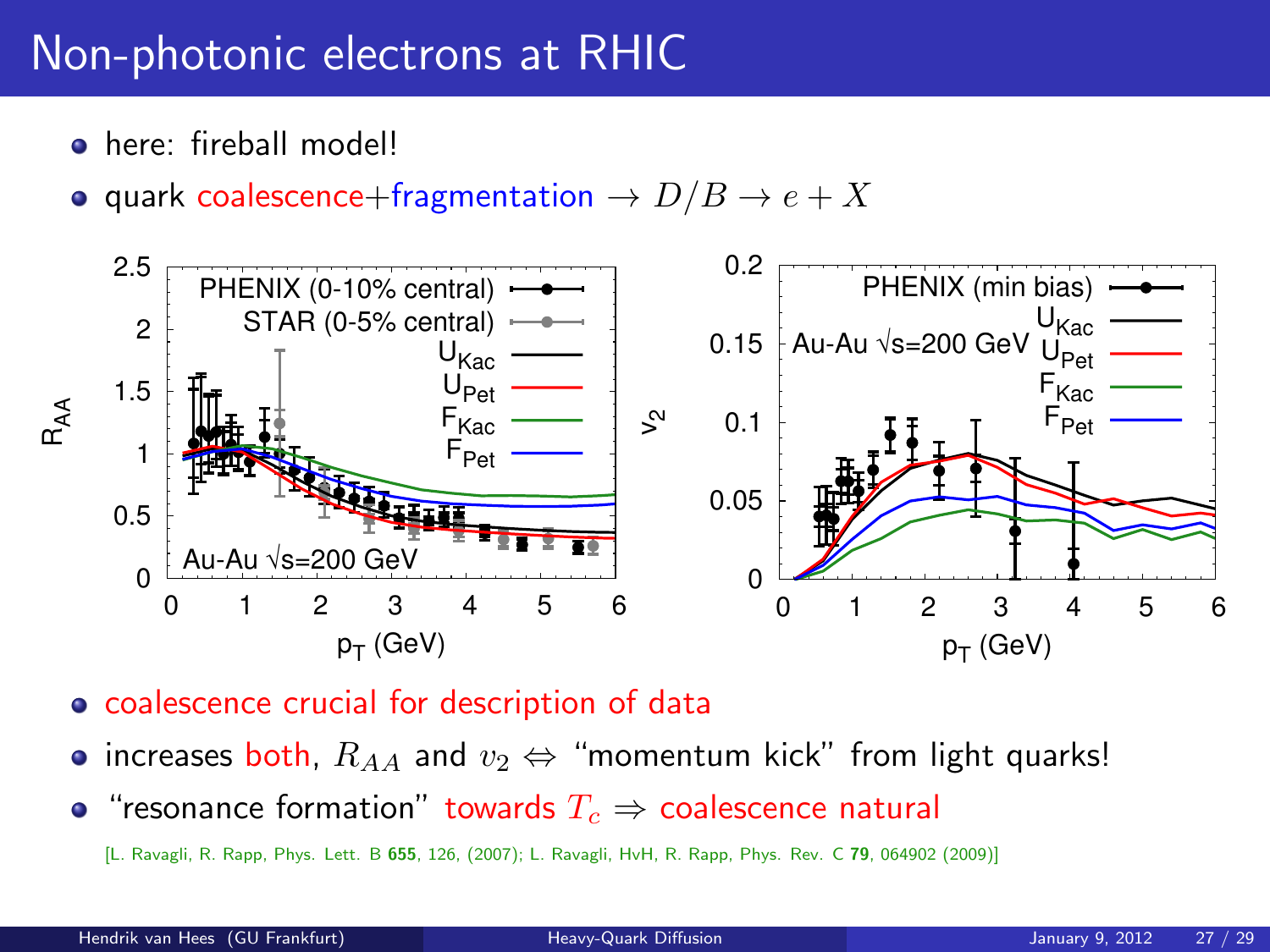# Non-photonic electrons at RHIC

- here: fireball model!
- quark coalescence+fragmentation $\rightarrow D/B \rightarrow e + X$

- coalescence crucial for description of data
- increases both, $R_{AA}$ and $v_2 \Leftrightarrow$ "momentum kick" from light quarks!
- "resonance formation" towards $T_c \Rightarrow$ coalescence natural

[L. Ravagli, R. Rapp, Phys. Lett. B **655**, 126, (2007); L. Ravagli, HvH, R. Rapp, Phys. Rev. C **79**, 064902 (2009)]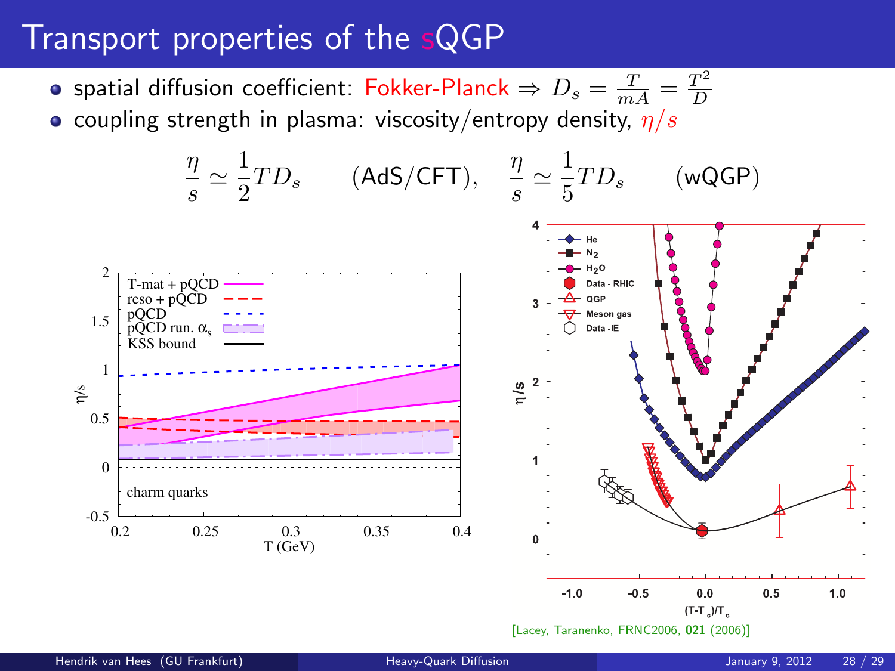# Transport properties of the sQGP

- spatial diffusion coefficient: Fokker-Planck $\Rightarrow D_s = \frac{T}{mA} = \frac{T^2}{D}$
- coupling strength in plasma: viscosity/entropy density, $\eta/s$

$$\frac{\eta}{s} \simeq \frac{1}{2} T D_s \qquad \text{(AdS/CFT)}, \quad \frac{\eta}{s} \simeq \frac{1}{5} T D_s \qquad \text{(wQGP)}$$

[Lacey, Taranenko, FRNC2006, **021** (2006)]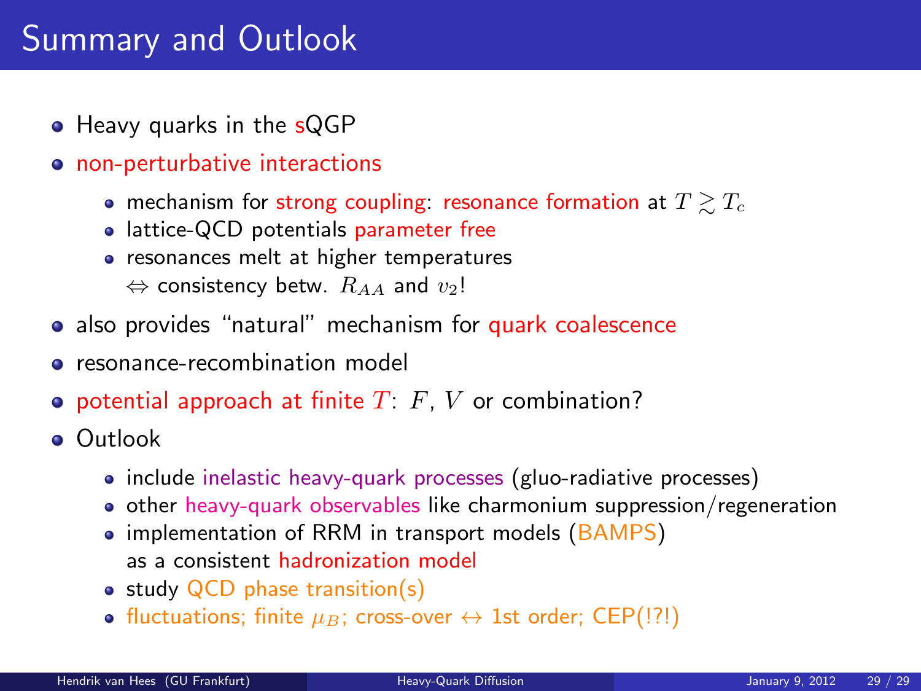# Summary and Outlook

- Heavy quarks in the sQGP
- non-perturbative interactions
  - mechanism for strong coupling: resonance formation at $T \gtrsim T_c$
  - lattice-QCD potentials parameter free
  - resonances melt at higher temperatures
    $\Leftrightarrow$ consistency betw. $R_{AA}$ and $v_2$!
- also provides "natural" mechanism for quark coalescence
- resonance-recombination model
- potential approach at finite $T$: $F$, $V$ or combination?
- Outlook
  - include inelastic heavy-quark processes (gluo-radiative processes)
  - other heavy-quark observables like charmonium suppression/regeneration
  - implementation of RRM in transport models (BAMPS) as a consistent hadronization model
  - study QCD phase transition(s)
  - fluctuations; finite $\mu_B$; cross-over $\leftrightarrow$ 1st order; CEP(!?!)